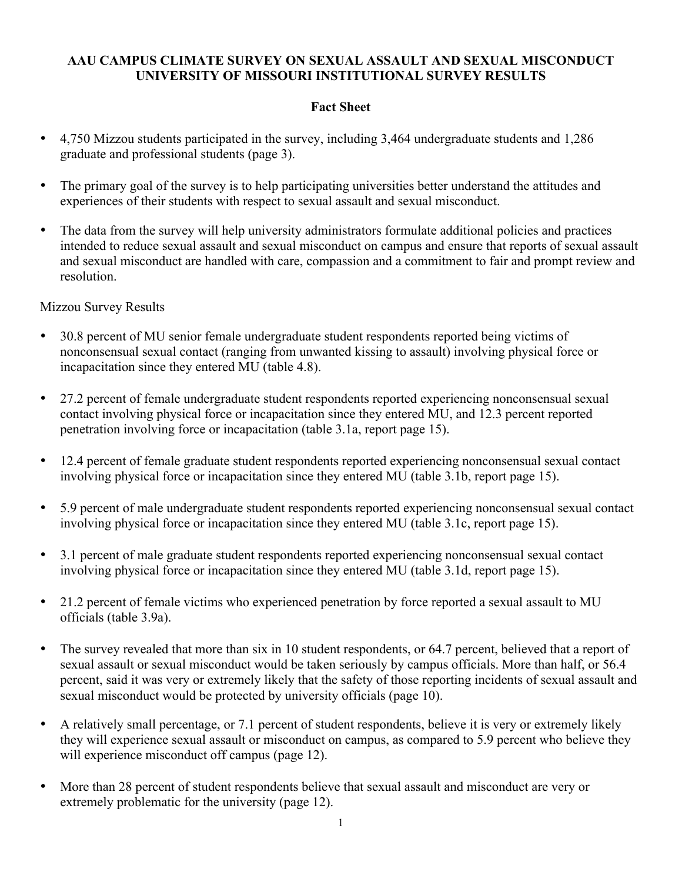**AAU CAMPUS CLIMATE SURVEY ON SEXUAL ASSAULT AND SEXUAL MISCONDUCT UNIVERSITY OF MISSOURI INSTITUTIONAL SURVEY RESULTS**

**Fact Sheet**

- 4,750 Mizzou students participated in the survey, including 3,464 undergraduate students and 1,286 graduate and professional students (page 3).
- The primary goal of the survey is to help participating universities better understand the attitudes and experiences of their students with respect to sexual assault and sexual misconduct.
- The data from the survey will help university administrators formulate additional policies and practices intended to reduce sexual assault and sexual misconduct on campus and ensure that reports of sexual assault and sexual misconduct are handled with care, compassion and a commitment to fair and prompt review and resolution.

Mizzou Survey Results

- 30.8 percent of MU senior female undergraduate student respondents reported being victims of nonconsensual sexual contact (ranging from unwanted kissing to assault) involving physical force or incapacitation since they entered MU (table 4.8).
- 27.2 percent of female undergraduate student respondents reported experiencing nonconsensual sexual contact involving physical force or incapacitation since they entered MU, and 12.3 percent reported penetration involving force or incapacitation (table 3.1a, report page 15).
- 12.4 percent of female graduate student respondents reported experiencing nonconsensual sexual contact involving physical force or incapacitation since they entered MU (table 3.1b, report page 15).
- 5.9 percent of male undergraduate student respondents reported experiencing nonconsensual sexual contact involving physical force or incapacitation since they entered MU (table 3.1c, report page 15).
- 3.1 percent of male graduate student respondents reported experiencing nonconsensual sexual contact involving physical force or incapacitation since they entered MU (table 3.1d, report page 15).
- 21.2 percent of female victims who experienced penetration by force reported a sexual assault to MU officials (table 3.9a).
- The survey revealed that more than six in 10 student respondents, or 64.7 percent, believed that a report of sexual assault or sexual misconduct would be taken seriously by campus officials. More than half, or 56.4 percent, said it was very or extremely likely that the safety of those reporting incidents of sexual assault and sexual misconduct would be protected by university officials (page 10).
- A relatively small percentage, or 7.1 percent of student respondents, believe it is very or extremely likely they will experience sexual assault or misconduct on campus, as compared to 5.9 percent who believe they will experience misconduct off campus (page 12).
- More than 28 percent of student respondents believe that sexual assault and misconduct are very or extremely problematic for the university (page 12).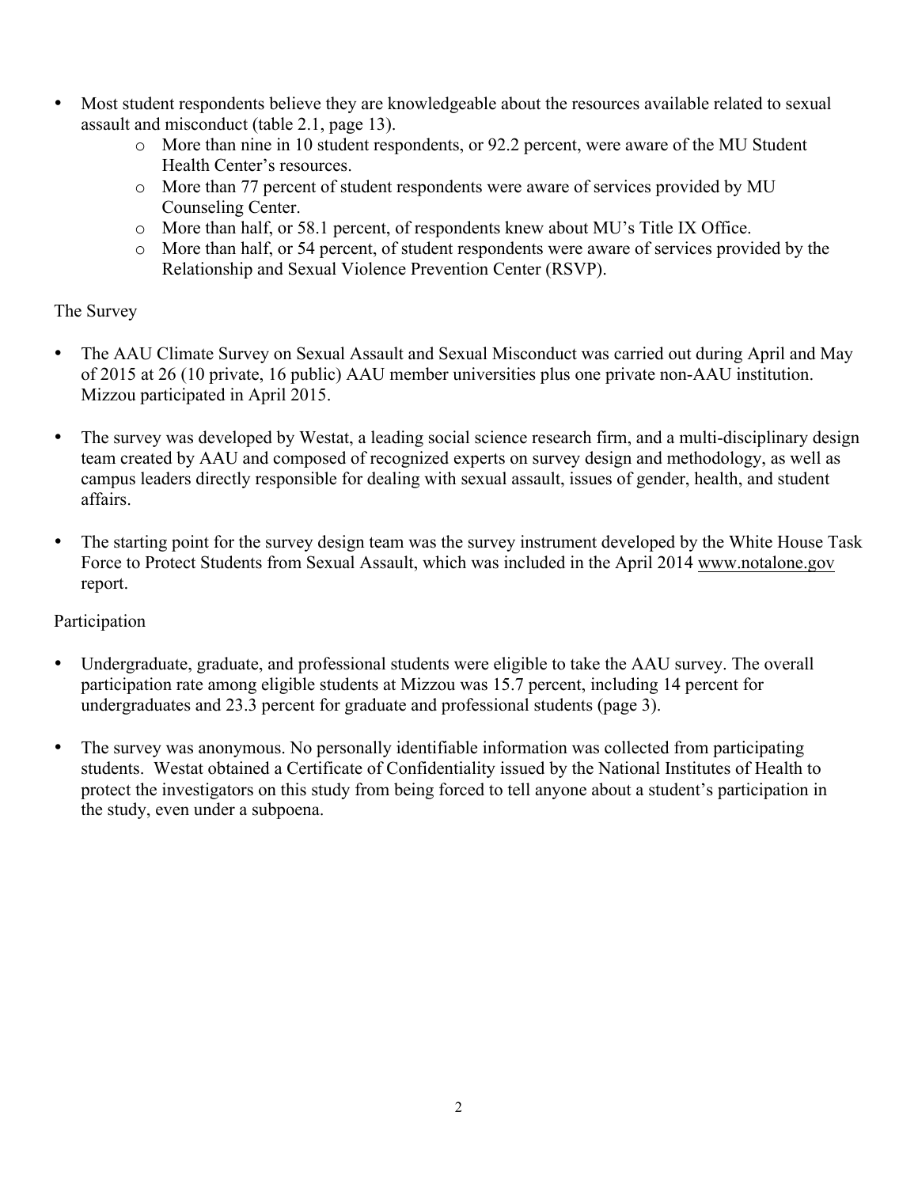- Most student respondents believe they are knowledgeable about the resources available related to sexual assault and misconduct (table 2.1, page 13).
  - More than nine in 10 student respondents, or 92.2 percent, were aware of the MU Student Health Center's resources.
  - More than 77 percent of student respondents were aware of services provided by MU Counseling Center.
  - More than half, or 58.1 percent, of respondents knew about MU's Title IX Office.
  - More than half, or 54 percent, of student respondents were aware of services provided by the Relationship and Sexual Violence Prevention Center (RSVP).

The Survey

- The AAU Climate Survey on Sexual Assault and Sexual Misconduct was carried out during April and May of 2015 at 26 (10 private, 16 public) AAU member universities plus one private non-AAU institution. Mizzou participated in April 2015.

- The survey was developed by Westat, a leading social science research firm, and a multi-disciplinary design team created by AAU and composed of recognized experts on survey design and methodology, as well as campus leaders directly responsible for dealing with sexual assault, issues of gender, health, and student affairs.

- The starting point for the survey design team was the survey instrument developed by the White House Task Force to Protect Students from Sexual Assault, which was included in the April 2014 www.notalone.gov report.

Participation

- Undergraduate, graduate, and professional students were eligible to take the AAU survey. The overall participation rate among eligible students at Mizzou was 15.7 percent, including 14 percent for undergraduates and 23.3 percent for graduate and professional students (page 3).

- The survey was anonymous. No personally identifiable information was collected from participating students. Westat obtained a Certificate of Confidentiality issued by the National Institutes of Health to protect the investigators on this study from being forced to tell anyone about a student's participation in the study, even under a subpoena.